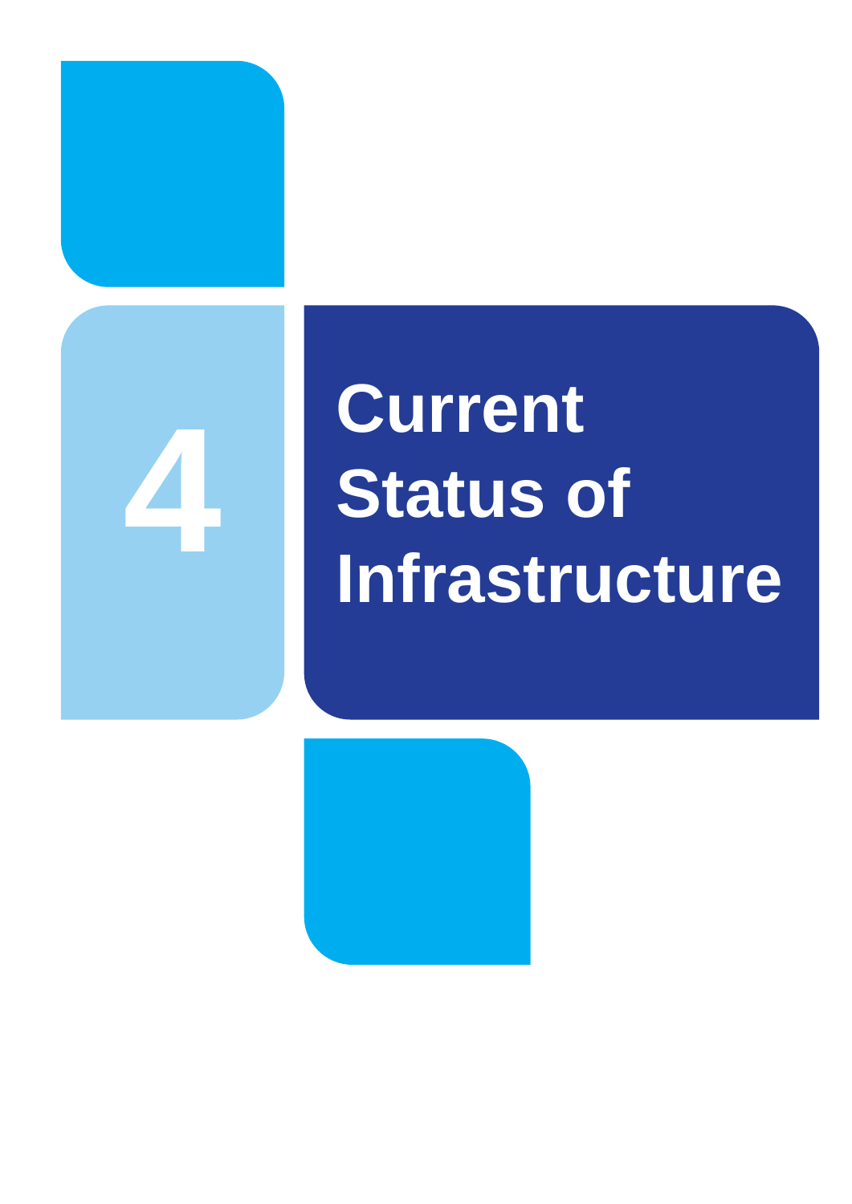# 4 Current Status of Infrastructure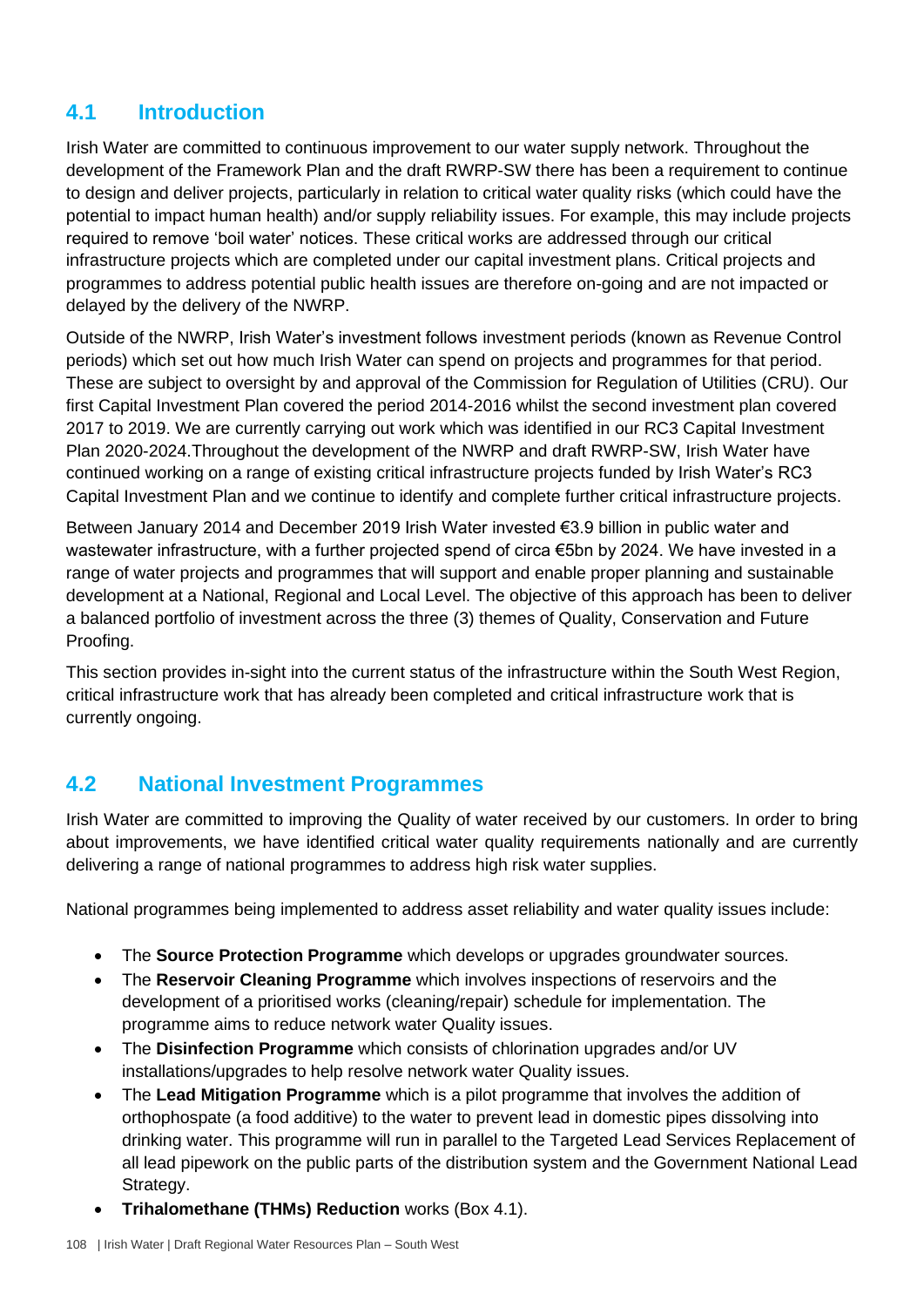## 4.1 Introduction

Irish Water are committed to continuous improvement to our water supply network. Throughout the development of the Framework Plan and the draft RWRP-SW there has been a requirement to continue to design and deliver projects, particularly in relation to critical water quality risks (which could have the potential to impact human health) and/or supply reliability issues. For example, this may include projects required to remove 'boil water' notices. These critical works are addressed through our critical infrastructure projects which are completed under our capital investment plans. Critical projects and programmes to address potential public health issues are therefore on-going and are not impacted or delayed by the delivery of the NWRP.

Outside of the NWRP, Irish Water's investment follows investment periods (known as Revenue Control periods) which set out how much Irish Water can spend on projects and programmes for that period. These are subject to oversight by and approval of the Commission for Regulation of Utilities (CRU). Our first Capital Investment Plan covered the period 2014-2016 whilst the second investment plan covered 2017 to 2019. We are currently carrying out work which was identified in our RC3 Capital Investment Plan 2020-2024.Throughout the development of the NWRP and draft RWRP-SW, Irish Water have continued working on a range of existing critical infrastructure projects funded by Irish Water's RC3 Capital Investment Plan and we continue to identify and complete further critical infrastructure projects.

Between January 2014 and December 2019 Irish Water invested €3.9 billion in public water and wastewater infrastructure, with a further projected spend of circa €5bn by 2024. We have invested in a range of water projects and programmes that will support and enable proper planning and sustainable development at a National, Regional and Local Level. The objective of this approach has been to deliver a balanced portfolio of investment across the three (3) themes of Quality, Conservation and Future Proofing.

This section provides in-sight into the current status of the infrastructure within the South West Region, critical infrastructure work that has already been completed and critical infrastructure work that is currently ongoing.

## 4.2 National Investment Programmes

Irish Water are committed to improving the Quality of water received by our customers. In order to bring about improvements, we have identified critical water quality requirements nationally and are currently delivering a range of national programmes to address high risk water supplies.

National programmes being implemented to address asset reliability and water quality issues include:

- The **Source Protection Programme** which develops or upgrades groundwater sources.
- The **Reservoir Cleaning Programme** which involves inspections of reservoirs and the development of a prioritised works (cleaning/repair) schedule for implementation. The programme aims to reduce network water Quality issues.
- The **Disinfection Programme** which consists of chlorination upgrades and/or UV installations/upgrades to help resolve network water Quality issues.
- The **Lead Mitigation Programme** which is a pilot programme that involves the addition of orthophospate (a food additive) to the water to prevent lead in domestic pipes dissolving into drinking water. This programme will run in parallel to the Targeted Lead Services Replacement of all lead pipework on the public parts of the distribution system and the Government National Lead Strategy.
- **Trihalomethane (THMs) Reduction** works (Box 4.1).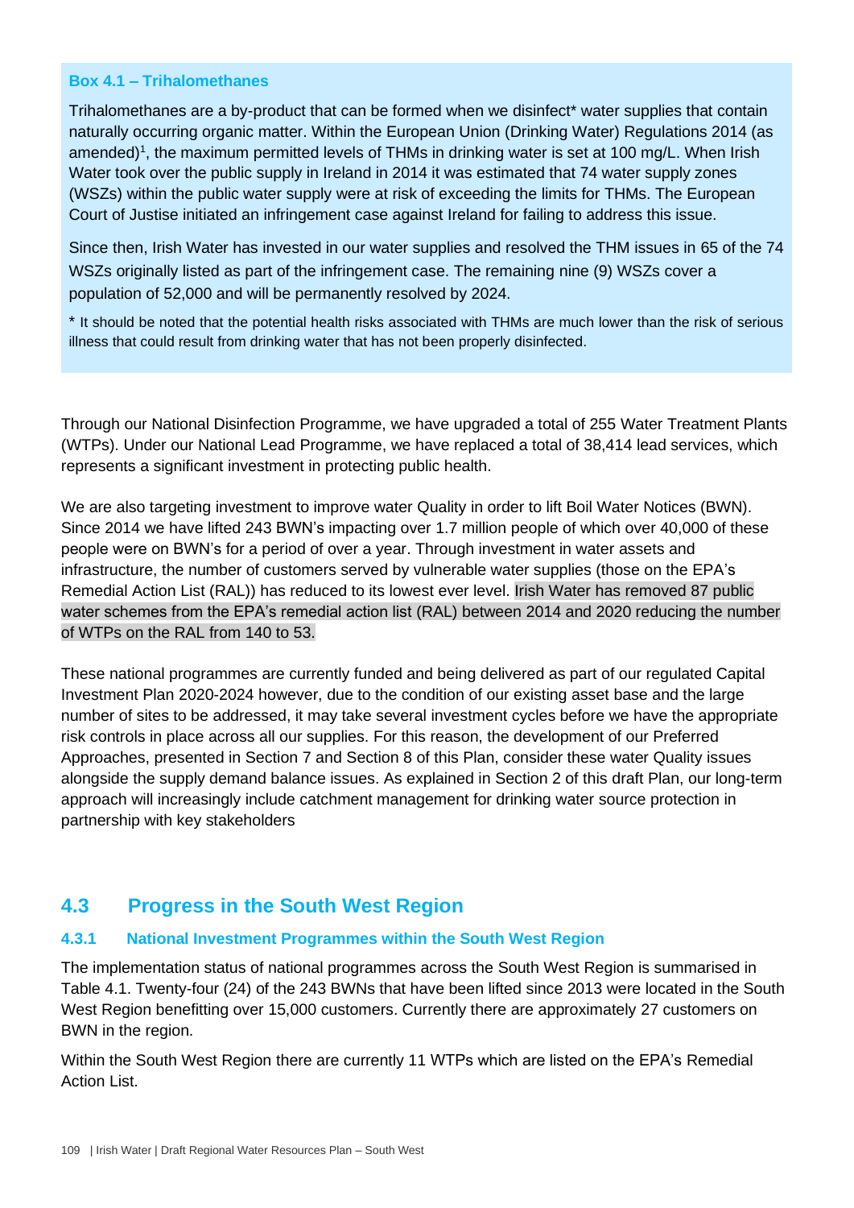**Box 4.1 – Trihalomethanes**

Trihalomethanes are a by-product that can be formed when we disinfect* water supplies that contain naturally occurring organic matter. Within the European Union (Drinking Water) Regulations 2014 (as amended)[1], the maximum permitted levels of THMs in drinking water is set at 100 mg/L. When Irish Water took over the public supply in Ireland in 2014 it was estimated that 74 water supply zones (WSZs) within the public water supply were at risk of exceeding the limits for THMs. The European Court of Justise initiated an infringement case against Ireland for failing to address this issue.

Since then, Irish Water has invested in our water supplies and resolved the THM issues in 65 of the 74 WSZs originally listed as part of the infringement case. The remaining nine (9) WSZs cover a population of 52,000 and will be permanently resolved by 2024.

\* It should be noted that the potential health risks associated with THMs are much lower than the risk of serious illness that could result from drinking water that has not been properly disinfected.

Through our National Disinfection Programme, we have upgraded a total of 255 Water Treatment Plants (WTPs). Under our National Lead Programme, we have replaced a total of 38,414 lead services, which represents a significant investment in protecting public health.

We are also targeting investment to improve water Quality in order to lift Boil Water Notices (BWN). Since 2014 we have lifted 243 BWN's impacting over 1.7 million people of which over 40,000 of these people were on BWN's for a period of over a year. Through investment in water assets and infrastructure, the number of customers served by vulnerable water supplies (those on the EPA's Remedial Action List (RAL)) has reduced to its lowest ever level. Irish Water has removed 87 public water schemes from the EPA's remedial action list (RAL) between 2014 and 2020 reducing the number of WTPs on the RAL from 140 to 53.

These national programmes are currently funded and being delivered as part of our regulated Capital Investment Plan 2020-2024 however, due to the condition of our existing asset base and the large number of sites to be addressed, it may take several investment cycles before we have the appropriate risk controls in place across all our supplies. For this reason, the development of our Preferred Approaches, presented in Section 7 and Section 8 of this Plan, consider these water Quality issues alongside the supply demand balance issues. As explained in Section 2 of this draft Plan, our long-term approach will increasingly include catchment management for drinking water source protection in partnership with key stakeholders

## 4.3 Progress in the South West Region

### 4.3.1 National Investment Programmes within the South West Region

The implementation status of national programmes across the South West Region is summarised in Table 4.1. Twenty-four (24) of the 243 BWNs that have been lifted since 2013 were located in the South West Region benefitting over 15,000 customers. Currently there are approximately 27 customers on BWN in the region.

Within the South West Region there are currently 11 WTPs which are listed on the EPA's Remedial Action List.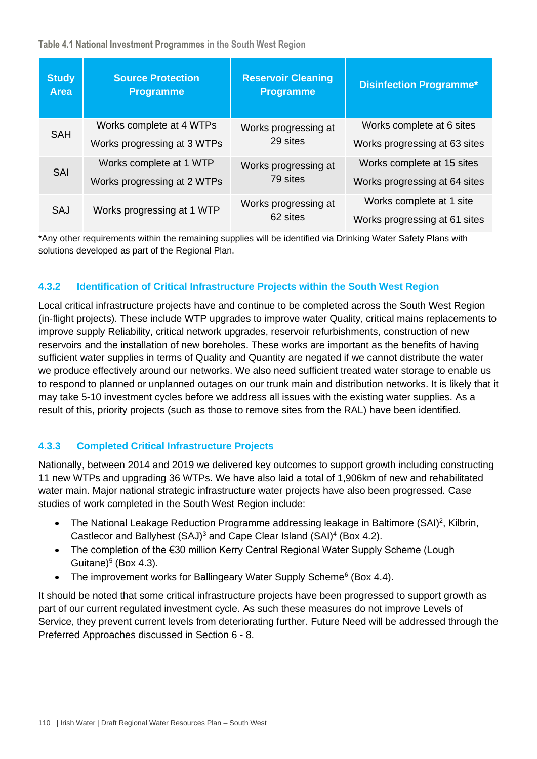Table 4.1 National Investment Programmes in the South West Region

| Study Area | Source Protection Programme | Reservoir Cleaning Programme | Disinfection Programme* |
|---|---|---|---|
| SAH | Works complete at 4 WTPs<br>Works progressing at 3 WTPs | Works progressing at 29 sites | Works complete at 6 sites<br>Works progressing at 63 sites |
| SAI | Works complete at 1 WTP<br>Works progressing at 2 WTPs | Works progressing at 79 sites | Works complete at 15 sites<br>Works progressing at 64 sites |
| SAJ | Works progressing at 1 WTP | Works progressing at 62 sites | Works complete at 1 site<br>Works progressing at 61 sites |

*Any other requirements within the remaining supplies will be identified via Drinking Water Safety Plans with solutions developed as part of the Regional Plan.

### 4.3.2 Identification of Critical Infrastructure Projects within the South West Region

Local critical infrastructure projects have and continue to be completed across the South West Region (in-flight projects). These include WTP upgrades to improve water Quality, critical mains replacements to improve supply Reliability, critical network upgrades, reservoir refurbishments, construction of new reservoirs and the installation of new boreholes. These works are important as the benefits of having sufficient water supplies in terms of Quality and Quantity are negated if we cannot distribute the water we produce effectively around our networks. We also need sufficient treated water storage to enable us to respond to planned or unplanned outages on our trunk main and distribution networks. It is likely that it may take 5-10 investment cycles before we address all issues with the existing water supplies. As a result of this, priority projects (such as those to remove sites from the RAL) have been identified.

### 4.3.3 Completed Critical Infrastructure Projects

Nationally, between 2014 and 2019 we delivered key outcomes to support growth including constructing 11 new WTPs and upgrading 36 WTPs. We have also laid a total of 1,906km of new and rehabilitated water main. Major national strategic infrastructure water projects have also been progressed. Case studies of work completed in the South West Region include:

- The National Leakage Reduction Programme addressing leakage in Baltimore (SAI)[2], Kilbrin, Castlecor and Ballyhest (SAJ)[3] and Cape Clear Island (SAI)[4] (Box 4.2).
- The completion of the €30 million Kerry Central Regional Water Supply Scheme (Lough Guitane)[5] (Box 4.3).
- The improvement works for Ballingeary Water Supply Scheme[6] (Box 4.4).

It should be noted that some critical infrastructure projects have been progressed to support growth as part of our current regulated investment cycle. As such these measures do not improve Levels of Service, they prevent current levels from deteriorating further. Future Need will be addressed through the Preferred Approaches discussed in Section 6 - 8.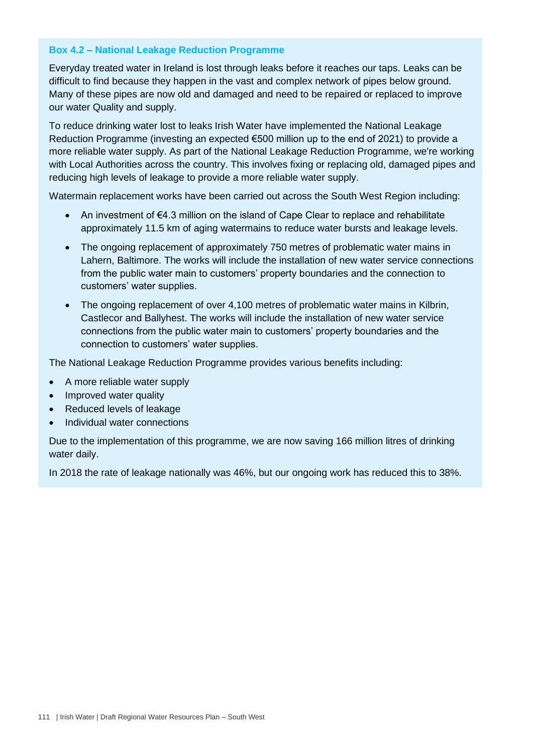### Box 4.2 – National Leakage Reduction Programme

Everyday treated water in Ireland is lost through leaks before it reaches our taps. Leaks can be difficult to find because they happen in the vast and complex network of pipes below ground. Many of these pipes are now old and damaged and need to be repaired or replaced to improve our water Quality and supply.

To reduce drinking water lost to leaks Irish Water have implemented the National Leakage Reduction Programme (investing an expected €500 million up to the end of 2021) to provide a more reliable water supply. As part of the National Leakage Reduction Programme, we're working with Local Authorities across the country. This involves fixing or replacing old, damaged pipes and reducing high levels of leakage to provide a more reliable water supply.

Watermain replacement works have been carried out across the South West Region including:

- An investment of €4.3 million on the island of Cape Clear to replace and rehabilitate approximately 11.5 km of aging watermains to reduce water bursts and leakage levels.
- The ongoing replacement of approximately 750 metres of problematic water mains in Lahern, Baltimore. The works will include the installation of new water service connections from the public water main to customers' property boundaries and the connection to customers' water supplies.
- The ongoing replacement of over 4,100 metres of problematic water mains in Kilbrin, Castlecor and Ballyhest. The works will include the installation of new water service connections from the public water main to customers' property boundaries and the connection to customers' water supplies.

The National Leakage Reduction Programme provides various benefits including:

- A more reliable water supply
- Improved water quality
- Reduced levels of leakage
- Individual water connections

Due to the implementation of this programme, we are now saving 166 million litres of drinking water daily.

In 2018 the rate of leakage nationally was 46%, but our ongoing work has reduced this to 38%.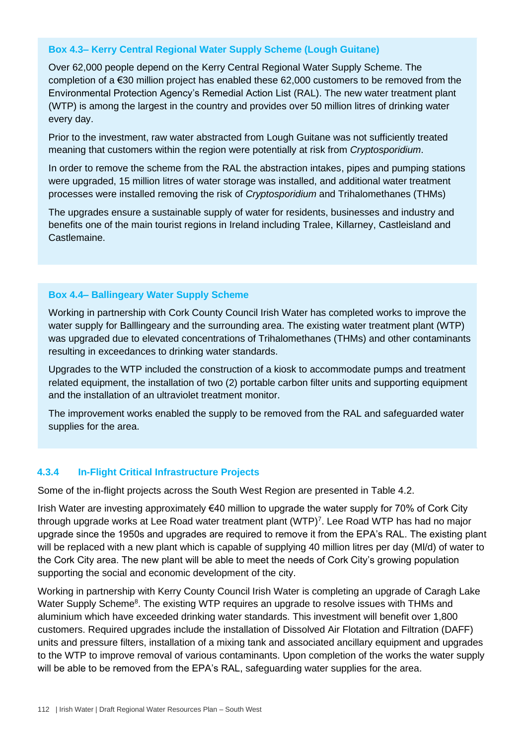**Box 4.3– Kerry Central Regional Water Supply Scheme (Lough Guitane)**

Over 62,000 people depend on the Kerry Central Regional Water Supply Scheme. The completion of a €30 million project has enabled these 62,000 customers to be removed from the Environmental Protection Agency's Remedial Action List (RAL). The new water treatment plant (WTP) is among the largest in the country and provides over 50 million litres of drinking water every day.

Prior to the investment, raw water abstracted from Lough Guitane was not sufficiently treated meaning that customers within the region were potentially at risk from *Cryptosporidium*.

In order to remove the scheme from the RAL the abstraction intakes, pipes and pumping stations were upgraded, 15 million litres of water storage was installed, and additional water treatment processes were installed removing the risk of *Cryptosporidium* and Trihalomethanes (THMs)

The upgrades ensure a sustainable supply of water for residents, businesses and industry and benefits one of the main tourist regions in Ireland including Tralee, Killarney, Castleisland and Castlemaine.

**Box 4.4– Ballingeary Water Supply Scheme**

Working in partnership with Cork County Council Irish Water has completed works to improve the water supply for Balllingeary and the surrounding area. The existing water treatment plant (WTP) was upgraded due to elevated concentrations of Trihalomethanes (THMs) and other contaminants resulting in exceedances to drinking water standards.

Upgrades to the WTP included the construction of a kiosk to accommodate pumps and treatment related equipment, the installation of two (2) portable carbon filter units and supporting equipment and the installation of an ultraviolet treatment monitor.

The improvement works enabled the supply to be removed from the RAL and safeguarded water supplies for the area.

### 4.3.4 In-Flight Critical Infrastructure Projects

Some of the in-flight projects across the South West Region are presented in Table 4.2.

Irish Water are investing approximately €40 million to upgrade the water supply for 70% of Cork City through upgrade works at Lee Road water treatment plant (WTP)[7]. Lee Road WTP has had no major upgrade since the 1950s and upgrades are required to remove it from the EPA's RAL. The existing plant will be replaced with a new plant which is capable of supplying 40 million litres per day (Ml/d) of water to the Cork City area. The new plant will be able to meet the needs of Cork City's growing population supporting the social and economic development of the city.

Working in partnership with Kerry County Council Irish Water is completing an upgrade of Caragh Lake Water Supply Scheme[8]. The existing WTP requires an upgrade to resolve issues with THMs and aluminium which have exceeded drinking water standards. This investment will benefit over 1,800 customers. Required upgrades include the installation of Dissolved Air Flotation and Filtration (DAFF) units and pressure filters, installation of a mixing tank and associated ancillary equipment and upgrades to the WTP to improve removal of various contaminants. Upon completion of the works the water supply will be able to be removed from the EPA's RAL, safeguarding water supplies for the area.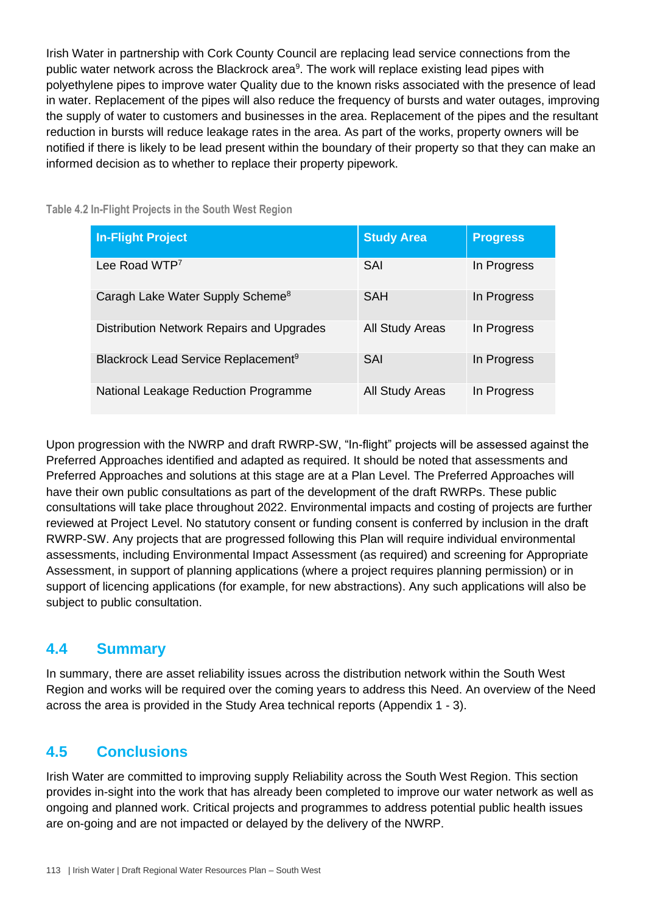Irish Water in partnership with Cork County Council are replacing lead service connections from the public water network across the Blackrock area[9]. The work will replace existing lead pipes with polyethylene pipes to improve water Quality due to the known risks associated with the presence of lead in water. Replacement of the pipes will also reduce the frequency of bursts and water outages, improving the supply of water to customers and businesses in the area. Replacement of the pipes and the resultant reduction in bursts will reduce leakage rates in the area. As part of the works, property owners will be notified if there is likely to be lead present within the boundary of their property so that they can make an informed decision as to whether to replace their property pipework.

Table 4.2 In-Flight Projects in the South West Region

| In-Flight Project | Study Area | Progress |
|---|---|---|
| Lee Road WTP[7] | SAI | In Progress |
| Caragh Lake Water Supply Scheme[8] | SAH | In Progress |
| Distribution Network Repairs and Upgrades | All Study Areas | In Progress |
| Blackrock Lead Service Replacement[9] | SAI | In Progress |
| National Leakage Reduction Programme | All Study Areas | In Progress |

Upon progression with the NWRP and draft RWRP-SW, "In-flight" projects will be assessed against the Preferred Approaches identified and adapted as required. It should be noted that assessments and Preferred Approaches and solutions at this stage are at a Plan Level. The Preferred Approaches will have their own public consultations as part of the development of the draft RWRPs. These public consultations will take place throughout 2022. Environmental impacts and costing of projects are further reviewed at Project Level. No statutory consent or funding consent is conferred by inclusion in the draft RWRP-SW. Any projects that are progressed following this Plan will require individual environmental assessments, including Environmental Impact Assessment (as required) and screening for Appropriate Assessment, in support of planning applications (where a project requires planning permission) or in support of licencing applications (for example, for new abstractions). Any such applications will also be subject to public consultation.

## 4.4 Summary

In summary, there are asset reliability issues across the distribution network within the South West Region and works will be required over the coming years to address this Need. An overview of the Need across the area is provided in the Study Area technical reports (Appendix 1 - 3).

## 4.5 Conclusions

Irish Water are committed to improving supply Reliability across the South West Region. This section provides in-sight into the work that has already been completed to improve our water network as well as ongoing and planned work. Critical projects and programmes to address potential public health issues are on-going and are not impacted or delayed by the delivery of the NWRP.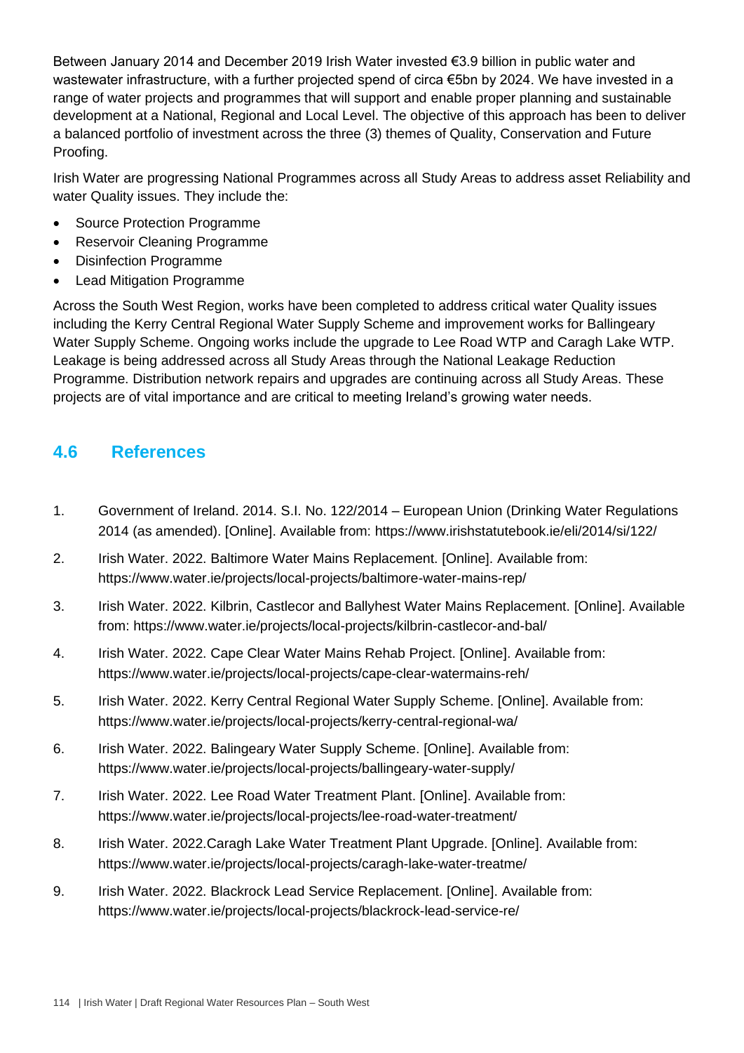Between January 2014 and December 2019 Irish Water invested €3.9 billion in public water and wastewater infrastructure, with a further projected spend of circa €5bn by 2024. We have invested in a range of water projects and programmes that will support and enable proper planning and sustainable development at a National, Regional and Local Level. The objective of this approach has been to deliver a balanced portfolio of investment across the three (3) themes of Quality, Conservation and Future Proofing.

Irish Water are progressing National Programmes across all Study Areas to address asset Reliability and water Quality issues. They include the:

- Source Protection Programme
- Reservoir Cleaning Programme
- Disinfection Programme
- Lead Mitigation Programme

Across the South West Region, works have been completed to address critical water Quality issues including the Kerry Central Regional Water Supply Scheme and improvement works for Ballingeary Water Supply Scheme. Ongoing works include the upgrade to Lee Road WTP and Caragh Lake WTP. Leakage is being addressed across all Study Areas through the National Leakage Reduction Programme. Distribution network repairs and upgrades are continuing across all Study Areas. These projects are of vital importance and are critical to meeting Ireland's growing water needs.

## 4.6 References

1. Government of Ireland. 2014. S.I. No. 122/2014 – European Union (Drinking Water Regulations 2014 (as amended). [Online]. Available from: https://www.irishstatutebook.ie/eli/2014/si/122/
2. Irish Water. 2022. Baltimore Water Mains Replacement. [Online]. Available from: https://www.water.ie/projects/local-projects/baltimore-water-mains-rep/
3. Irish Water. 2022. Kilbrin, Castlecor and Ballyhest Water Mains Replacement. [Online]. Available from: https://www.water.ie/projects/local-projects/kilbrin-castlecor-and-bal/
4. Irish Water. 2022. Cape Clear Water Mains Rehab Project. [Online]. Available from: https://www.water.ie/projects/local-projects/cape-clear-watermains-reh/
5. Irish Water. 2022. Kerry Central Regional Water Supply Scheme. [Online]. Available from: https://www.water.ie/projects/local-projects/kerry-central-regional-wa/
6. Irish Water. 2022. Balingeary Water Supply Scheme. [Online]. Available from: https://www.water.ie/projects/local-projects/ballingeary-water-supply/
7. Irish Water. 2022. Lee Road Water Treatment Plant. [Online]. Available from: https://www.water.ie/projects/local-projects/lee-road-water-treatment/
8. Irish Water. 2022.Caragh Lake Water Treatment Plant Upgrade. [Online]. Available from: https://www.water.ie/projects/local-projects/caragh-lake-water-treatme/
9. Irish Water. 2022. Blackrock Lead Service Replacement. [Online]. Available from: https://www.water.ie/projects/local-projects/blackrock-lead-service-re/